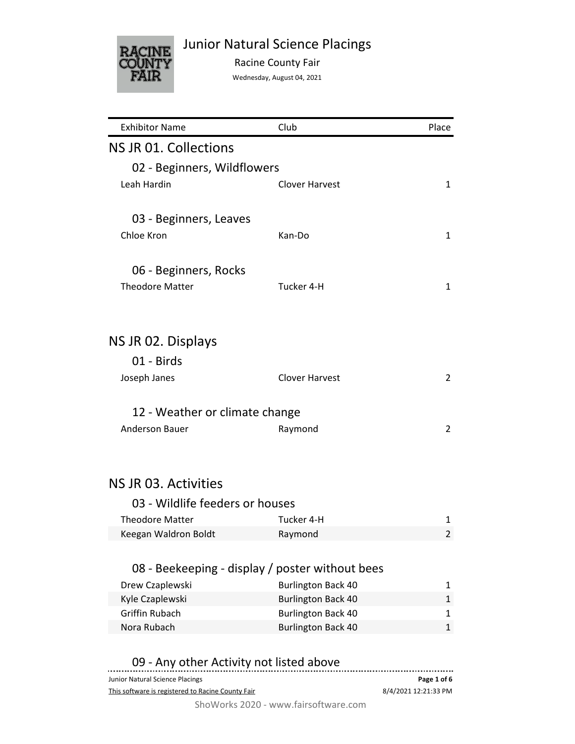# Junior Natural Science Placings

Racine County Fair

Wednesday, August 04, 2021

| Exhibitor Name | Club | Place |
|---|---|---|

## NS JR 01. Collections

### 02 - Beginners, Wildflowers

| Exhibitor Name | Club | Place |
|---|---|---|
| Leah Hardin | Clover Harvest | 1 |

### 03 - Beginners, Leaves

| Exhibitor Name | Club | Place |
|---|---|---|
| Chloe Kron | Kan-Do | 1 |

### 06 - Beginners, Rocks

| Exhibitor Name | Club | Place |
|---|---|---|
| Theodore Matter | Tucker 4-H | 1 |

## NS JR 02. Displays

### 01 - Birds

| Exhibitor Name | Club | Place |
|---|---|---|
| Joseph Janes | Clover Harvest | 2 |

### 12 - Weather or climate change

| Exhibitor Name | Club | Place |
|---|---|---|
| Anderson Bauer | Raymond | 2 |

## NS JR 03. Activities

### 03 - Wildlife feeders or houses

| Exhibitor Name | Club | Place |
|---|---|---|
| Theodore Matter | Tucker 4-H | 1 |
| Keegan Waldron Boldt | Raymond | 2 |

### 08 - Beekeeping - display / poster without bees

| Exhibitor Name | Club | Place |
|---|---|---|
| Drew Czaplewski | Burlington Back 40 | 1 |
| Kyle Czaplewski | Burlington Back 40 | 1 |
| Griffin Rubach | Burlington Back 40 | 1 |
| Nora Rubach | Burlington Back 40 | 1 |

### 09 - Any other Activity not listed above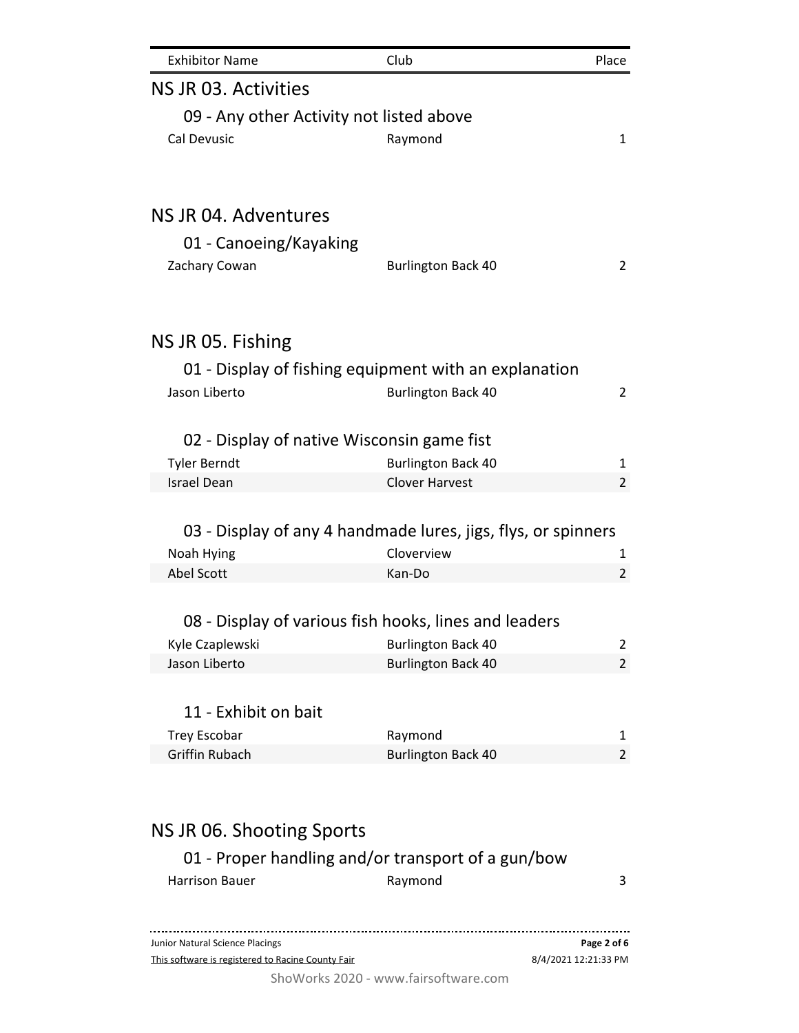| Exhibitor Name | Club | Place |
|---|---|---|

## NS JR 03. Activities

### 09 - Any other Activity not listed above

| Exhibitor Name | Club | Place |
|---|---|---|
| Cal Devusic | Raymond | 1 |

## NS JR 04. Adventures

### 01 - Canoeing/Kayaking

| Exhibitor Name | Club | Place |
|---|---|---|
| Zachary Cowan | Burlington Back 40 | 2 |

## NS JR 05. Fishing

### 01 - Display of fishing equipment with an explanation

| Exhibitor Name | Club | Place |
|---|---|---|
| Jason Liberto | Burlington Back 40 | 2 |

### 02 - Display of native Wisconsin game fist

| Exhibitor Name | Club | Place |
|---|---|---|
| Tyler Berndt | Burlington Back 40 | 1 |
| Israel Dean | Clover Harvest | 2 |

### 03 - Display of any 4 handmade lures, jigs, flys, or spinners

| Exhibitor Name | Club | Place |
|---|---|---|
| Noah Hying | Cloverview | 1 |
| Abel Scott | Kan-Do | 2 |

### 08 - Display of various fish hooks, lines and leaders

| Exhibitor Name | Club | Place |
|---|---|---|
| Kyle Czaplewski | Burlington Back 40 | 2 |
| Jason Liberto | Burlington Back 40 | 2 |

### 11 - Exhibit on bait

| Exhibitor Name | Club | Place |
|---|---|---|
| Trey Escobar | Raymond | 1 |
| Griffin Rubach | Burlington Back 40 | 2 |

## NS JR 06. Shooting Sports

### 01 - Proper handling and/or transport of a gun/bow

| Exhibitor Name | Club | Place |
|---|---|---|
| Harrison Bauer | Raymond | 3 |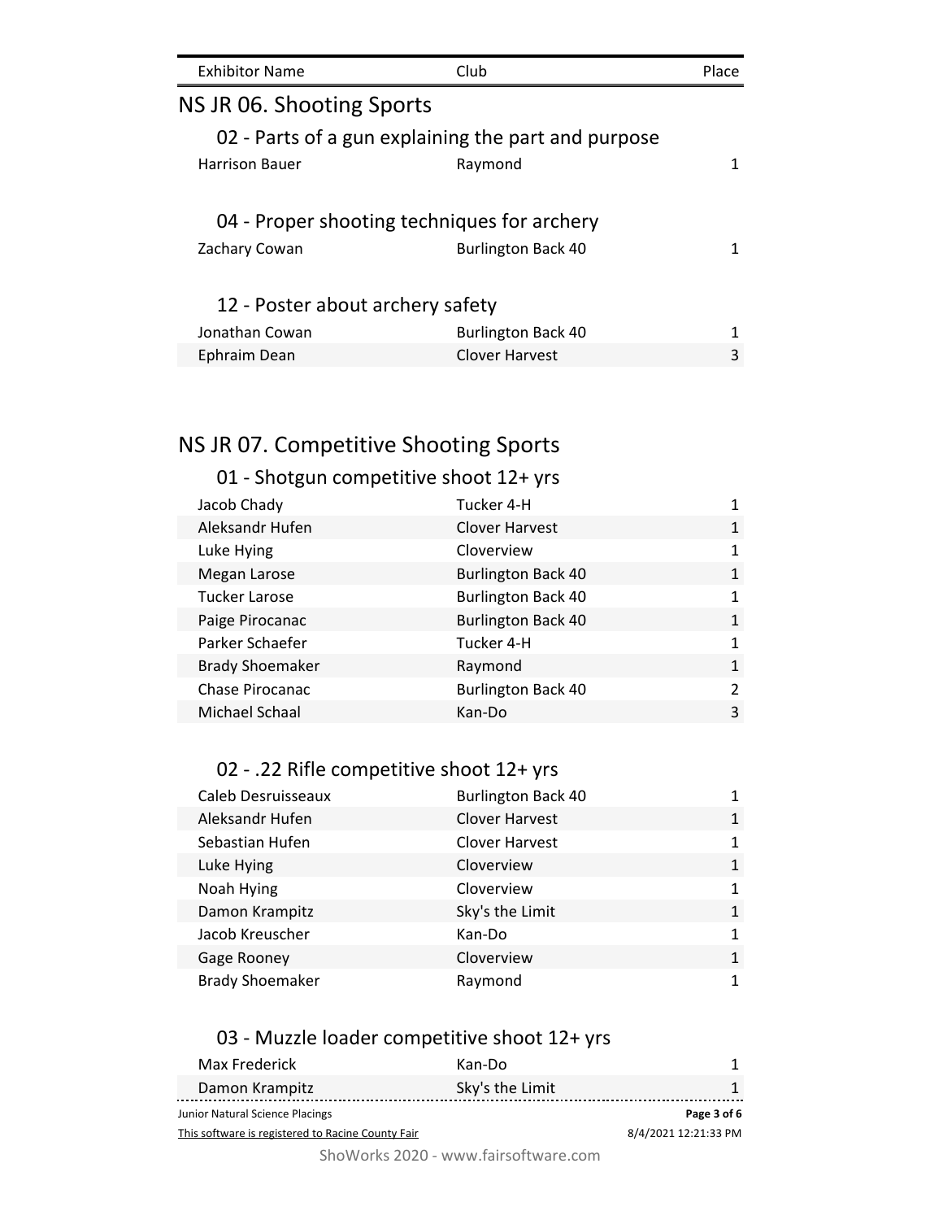| Exhibitor Name | Club | Place |
|---|---|---|

## NS JR 06. Shooting Sports

### 02 - Parts of a gun explaining the part and purpose

| Exhibitor Name | Club | Place |
|---|---|---|
| Harrison Bauer | Raymond | 1 |

### 04 - Proper shooting techniques for archery

| Exhibitor Name | Club | Place |
|---|---|---|
| Zachary Cowan | Burlington Back 40 | 1 |

### 12 - Poster about archery safety

| Exhibitor Name | Club | Place |
|---|---|---|
| Jonathan Cowan | Burlington Back 40 | 1 |
| Ephraim Dean | Clover Harvest | 3 |

## NS JR 07. Competitive Shooting Sports

### 01 - Shotgun competitive shoot 12+ yrs

| Exhibitor Name | Club | Place |
|---|---|---|
| Jacob Chady | Tucker 4-H | 1 |
| Aleksandr Hufen | Clover Harvest | 1 |
| Luke Hying | Cloverview | 1 |
| Megan Larose | Burlington Back 40 | 1 |
| Tucker Larose | Burlington Back 40 | 1 |
| Paige Pirocanac | Burlington Back 40 | 1 |
| Parker Schaefer | Tucker 4-H | 1 |
| Brady Shoemaker | Raymond | 1 |
| Chase Pirocanac | Burlington Back 40 | 2 |
| Michael Schaal | Kan-Do | 3 |

### 02 - .22 Rifle competitive shoot 12+ yrs

| Exhibitor Name | Club | Place |
|---|---|---|
| Caleb Desruisseaux | Burlington Back 40 | 1 |
| Aleksandr Hufen | Clover Harvest | 1 |
| Sebastian Hufen | Clover Harvest | 1 |
| Luke Hying | Cloverview | 1 |
| Noah Hying | Cloverview | 1 |
| Damon Krampitz | Sky's the Limit | 1 |
| Jacob Kreuscher | Kan-Do | 1 |
| Gage Rooney | Cloverview | 1 |
| Brady Shoemaker | Raymond | 1 |

### 03 - Muzzle loader competitive shoot 12+ yrs

| Exhibitor Name | Club | Place |
|---|---|---|
| Max Frederick | Kan-Do | 1 |
| Damon Krampitz | Sky's the Limit | 1 |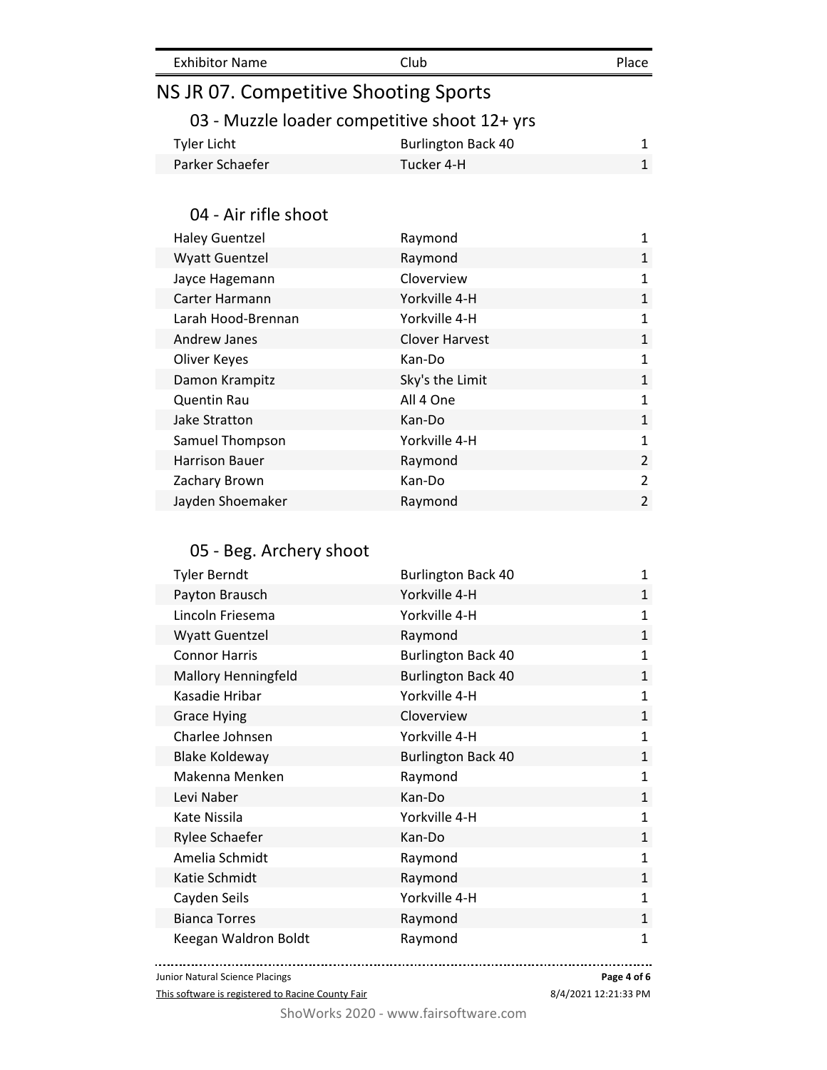| Exhibitor Name | Club | Place |
| --- | --- | --- |

## NS JR 07. Competitive Shooting Sports

### 03 - Muzzle loader competitive shoot 12+ yrs

| Exhibitor Name | Club | Place |
| --- | --- | --- |
| Tyler Licht | Burlington Back 40 | 1 |
| Parker Schaefer | Tucker 4-H | 1 |

### 04 - Air rifle shoot

| Exhibitor Name | Club | Place |
| --- | --- | --- |
| Haley Guentzel | Raymond | 1 |
| Wyatt Guentzel | Raymond | 1 |
| Jayce Hagemann | Cloverview | 1 |
| Carter Harmann | Yorkville 4-H | 1 |
| Larah Hood-Brennan | Yorkville 4-H | 1 |
| Andrew Janes | Clover Harvest | 1 |
| Oliver Keyes | Kan-Do | 1 |
| Damon Krampitz | Sky's the Limit | 1 |
| Quentin Rau | All 4 One | 1 |
| Jake Stratton | Kan-Do | 1 |
| Samuel Thompson | Yorkville 4-H | 1 |
| Harrison Bauer | Raymond | 2 |
| Zachary Brown | Kan-Do | 2 |
| Jayden Shoemaker | Raymond | 2 |

### 05 - Beg. Archery shoot

| Exhibitor Name | Club | Place |
| --- | --- | --- |
| Tyler Berndt | Burlington Back 40 | 1 |
| Payton Brausch | Yorkville 4-H | 1 |
| Lincoln Friesema | Yorkville 4-H | 1 |
| Wyatt Guentzel | Raymond | 1 |
| Connor Harris | Burlington Back 40 | 1 |
| Mallory Henningfeld | Burlington Back 40 | 1 |
| Kasadie Hribar | Yorkville 4-H | 1 |
| Grace Hying | Cloverview | 1 |
| Charlee Johnsen | Yorkville 4-H | 1 |
| Blake Koldeway | Burlington Back 40 | 1 |
| Makenna Menken | Raymond | 1 |
| Levi Naber | Kan-Do | 1 |
| Kate Nissila | Yorkville 4-H | 1 |
| Rylee Schaefer | Kan-Do | 1 |
| Amelia Schmidt | Raymond | 1 |
| Katie Schmidt | Raymond | 1 |
| Cayden Seils | Yorkville 4-H | 1 |
| Bianca Torres | Raymond | 1 |
| Keegan Waldron Boldt | Raymond | 1 |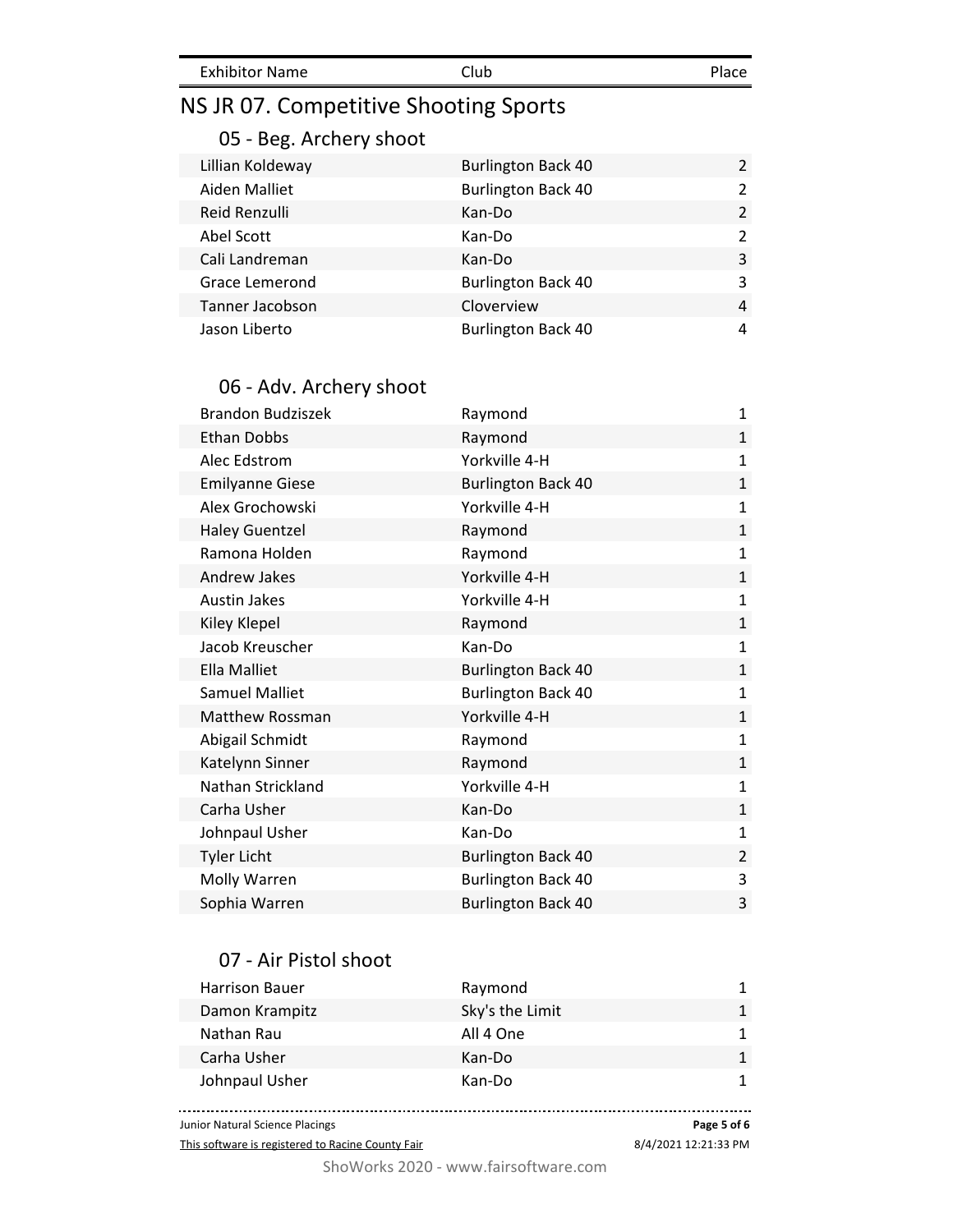| Exhibitor Name | Club | Place |
|---|---|---|

# NS JR 07. Competitive Shooting Sports

## 05 - Beg. Archery shoot

| Exhibitor Name | Club | Place |
|---|---|---|
| Lillian Koldeway | Burlington Back 40 | 2 |
| Aiden Malliet | Burlington Back 40 | 2 |
| Reid Renzulli | Kan-Do | 2 |
| Abel Scott | Kan-Do | 2 |
| Cali Landreman | Kan-Do | 3 |
| Grace Lemerond | Burlington Back 40 | 3 |
| Tanner Jacobson | Cloverview | 4 |
| Jason Liberto | Burlington Back 40 | 4 |

## 06 - Adv. Archery shoot

| Exhibitor Name | Club | Place |
|---|---|---|
| Brandon Budziszek | Raymond | 1 |
| Ethan Dobbs | Raymond | 1 |
| Alec Edstrom | Yorkville 4-H | 1 |
| Emilyanne Giese | Burlington Back 40 | 1 |
| Alex Grochowski | Yorkville 4-H | 1 |
| Haley Guentzel | Raymond | 1 |
| Ramona Holden | Raymond | 1 |
| Andrew Jakes | Yorkville 4-H | 1 |
| Austin Jakes | Yorkville 4-H | 1 |
| Kiley Klepel | Raymond | 1 |
| Jacob Kreuscher | Kan-Do | 1 |
| Ella Malliet | Burlington Back 40 | 1 |
| Samuel Malliet | Burlington Back 40 | 1 |
| Matthew Rossman | Yorkville 4-H | 1 |
| Abigail Schmidt | Raymond | 1 |
| Katelynn Sinner | Raymond | 1 |
| Nathan Strickland | Yorkville 4-H | 1 |
| Carha Usher | Kan-Do | 1 |
| Johnpaul Usher | Kan-Do | 1 |
| Tyler Licht | Burlington Back 40 | 2 |
| Molly Warren | Burlington Back 40 | 3 |
| Sophia Warren | Burlington Back 40 | 3 |

## 07 - Air Pistol shoot

| Exhibitor Name | Club | Place |
|---|---|---|
| Harrison Bauer | Raymond | 1 |
| Damon Krampitz | Sky's the Limit | 1 |
| Nathan Rau | All 4 One | 1 |
| Carha Usher | Kan-Do | 1 |
| Johnpaul Usher | Kan-Do | 1 |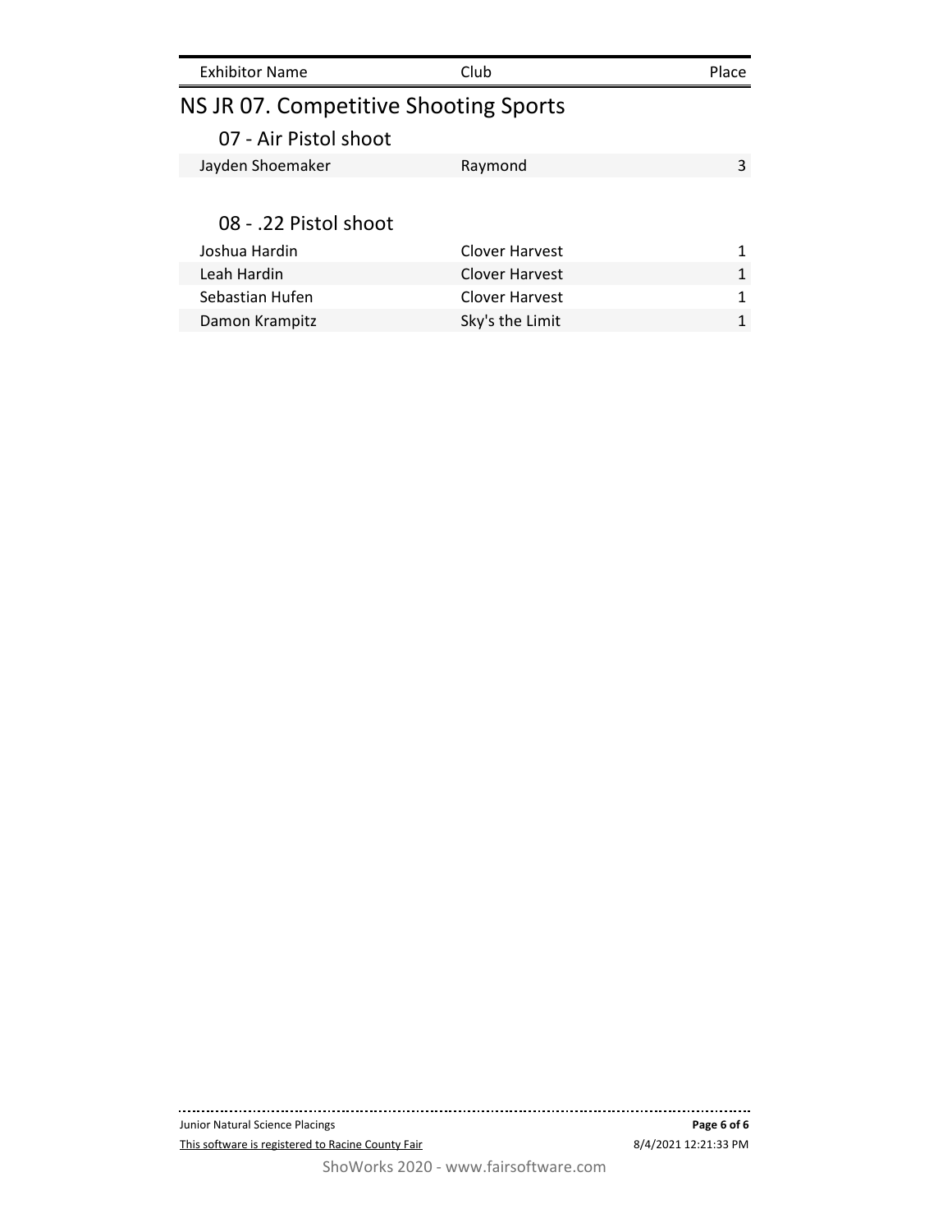| Exhibitor Name | Club | Place |
| --- | --- | --- |

## NS JR 07. Competitive Shooting Sports

### 07 - Air Pistol shoot

| Exhibitor Name | Club | Place |
| --- | --- | --- |
| Jayden Shoemaker | Raymond | 3 |

### 08 - .22 Pistol shoot

| Exhibitor Name | Club | Place |
| --- | --- | --- |
| Joshua Hardin | Clover Harvest | 1 |
| Leah Hardin | Clover Harvest | 1 |
| Sebastian Hufen | Clover Harvest | 1 |
| Damon Krampitz | Sky's the Limit | 1 |